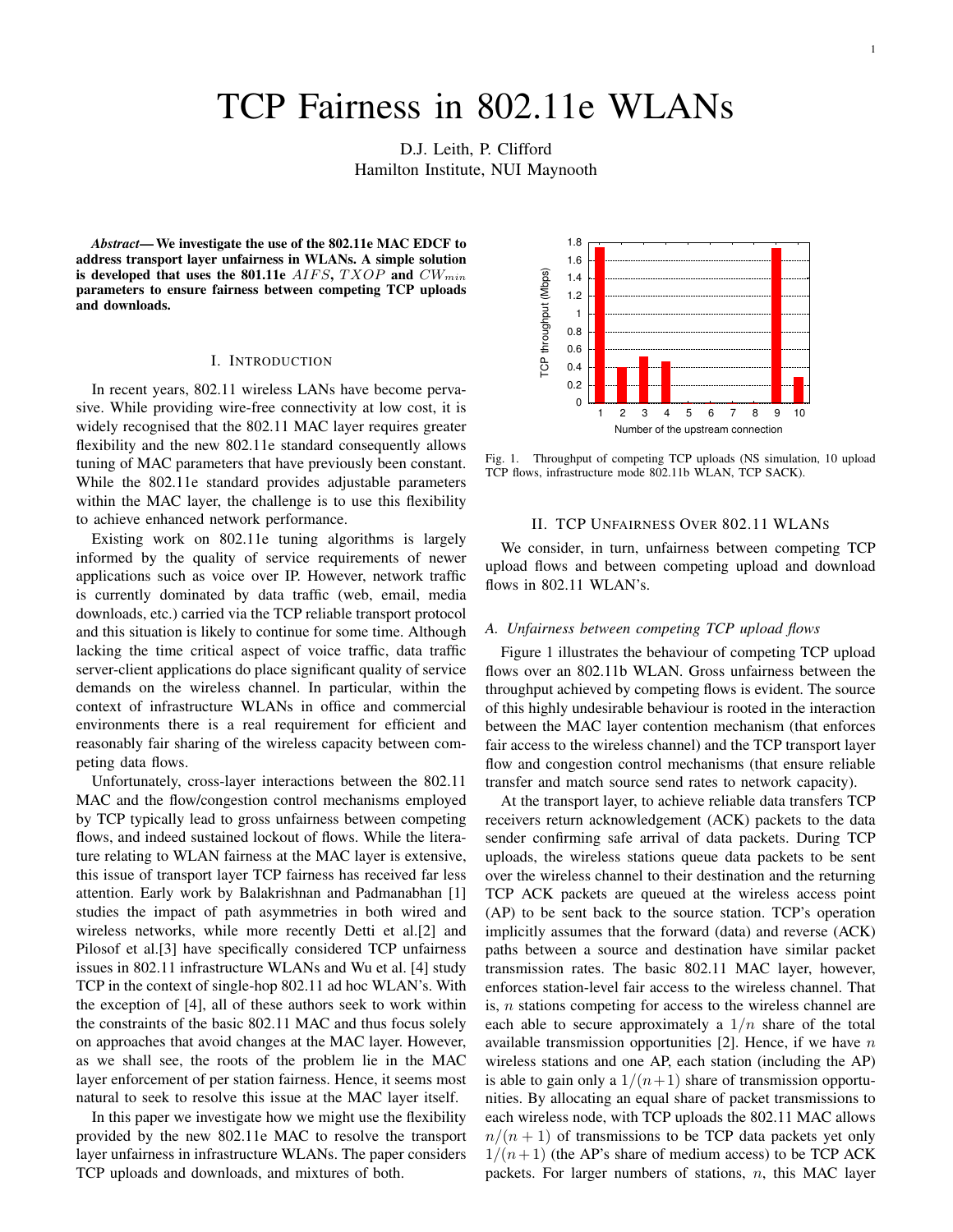# TCP Fairness in 802.11e WLANs

D.J. Leith, P. Clifford
Hamilton Institute, NUI Maynooth

***Abstract*— We investigate the use of the 802.11e MAC EDCF to address transport layer unfairness in WLANs. A simple solution is developed that uses the 801.11e $AIFS$, $TXOP$ and $CW_{min}$ parameters to ensure fairness between competing TCP uploads and downloads.**

## I. Introduction

In recent years, 802.11 wireless LANs have become pervasive. While providing wire-free connectivity at low cost, it is widely recognised that the 802.11 MAC layer requires greater flexibility and the new 802.11e standard consequently allows tuning of MAC parameters that have previously been constant. While the 802.11e standard provides adjustable parameters within the MAC layer, the challenge is to use this flexibility to achieve enhanced network performance.

Existing work on 802.11e tuning algorithms is largely informed by the quality of service requirements of newer applications such as voice over IP. However, network traffic is currently dominated by data traffic (web, email, media downloads, etc.) carried via the TCP reliable transport protocol and this situation is likely to continue for some time. Although lacking the time critical aspect of voice traffic, data traffic server-client applications do place significant quality of service demands on the wireless channel. In particular, within the context of infrastructure WLANs in office and commercial environments there is a real requirement for efficient and reasonably fair sharing of the wireless capacity between competing data flows.

Unfortunately, cross-layer interactions between the 802.11 MAC and the flow/congestion control mechanisms employed by TCP typically lead to gross unfairness between competing flows, and indeed sustained lockout of flows. While the literature relating to WLAN fairness at the MAC layer is extensive, this issue of transport layer TCP fairness has received far less attention. Early work by Balakrishnan and Padmanabhan [1] studies the impact of path asymmetries in both wired and wireless networks, while more recently Detti et al.[2] and Pilosof et al.[3] have specifically considered TCP unfairness issues in 802.11 infrastructure WLANs and Wu et al. [4] study TCP in the context of single-hop 802.11 ad hoc WLAN's. With the exception of [4], all of these authors seek to work within the constraints of the basic 802.11 MAC and thus focus solely on approaches that avoid changes at the MAC layer. However, as we shall see, the roots of the problem lie in the MAC layer enforcement of per station fairness. Hence, it seems most natural to seek to resolve this issue at the MAC layer itself.

In this paper we investigate how we might use the flexibility provided by the new 802.11e MAC to resolve the transport layer unfairness in infrastructure WLANs. The paper considers TCP uploads and downloads, and mixtures of both.

Fig. 1. Throughput of competing TCP uploads (NS simulation, 10 upload TCP flows, infrastructure mode 802.11b WLAN, TCP SACK).

## II. TCP Unfairness Over 802.11 WLANs

We consider, in turn, unfairness between competing TCP upload flows and between competing upload and download flows in 802.11 WLAN's.

### A. Unfairness between competing TCP upload flows

Figure 1 illustrates the behaviour of competing TCP upload flows over an 802.11b WLAN. Gross unfairness between the throughput achieved by competing flows is evident. The source of this highly undesirable behaviour is rooted in the interaction between the MAC layer contention mechanism (that enforces fair access to the wireless channel) and the TCP transport layer flow and congestion control mechanisms (that ensure reliable transfer and match source send rates to network capacity).

At the transport layer, to achieve reliable data transfers TCP receivers return acknowledgement (ACK) packets to the data sender confirming safe arrival of data packets. During TCP uploads, the wireless stations queue data packets to be sent over the wireless channel to their destination and the returning TCP ACK packets are queued at the wireless access point (AP) to be sent back to the source station. TCP's operation implicitly assumes that the forward (data) and reverse (ACK) paths between a source and destination have similar packet transmission rates. The basic 802.11 MAC layer, however, enforces station-level fair access to the wireless channel. That is, $n$ stations competing for access to the wireless channel are each able to secure approximately a $1/n$ share of the total available transmission opportunities [2]. Hence, if we have $n$ wireless stations and one AP, each station (including the AP) is able to gain only a $1/(n+1)$ share of transmission opportunities. By allocating an equal share of packet transmissions to each wireless node, with TCP uploads the 802.11 MAC allows $n/(n+1)$ of transmissions to be TCP data packets yet only $1/(n+1)$ (the AP's share of medium access) to be TCP ACK packets. For larger numbers of stations, $n$, this MAC layer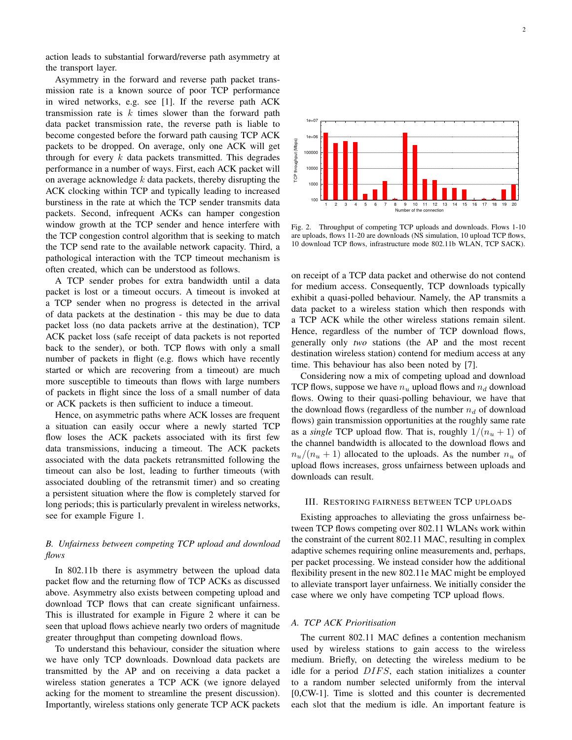action leads to substantial forward/reverse path asymmetry at the transport layer.

Asymmetry in the forward and reverse path packet transmission rate is a known source of poor TCP performance in wired networks, e.g. see [1]. If the reverse path ACK transmission rate is $k$ times slower than the forward path data packet transmission rate, the reverse path is liable to become congested before the forward path causing TCP ACK packets to be dropped. On average, only one ACK will get through for every $k$ data packets transmitted. This degrades performance in a number of ways. First, each ACK packet will on average acknowledge $k$ data packets, thereby disrupting the ACK clocking within TCP and typically leading to increased burstiness in the rate at which the TCP sender transmits data packets. Second, infrequent ACKs can hamper congestion window growth at the TCP sender and hence interfere with the TCP congestion control algorithm that is seeking to match the TCP send rate to the available network capacity. Third, a pathological interaction with the TCP timeout mechanism is often created, which can be understood as follows.

A TCP sender probes for extra bandwidth until a data packet is lost or a timeout occurs. A timeout is invoked at a TCP sender when no progress is detected in the arrival of data packets at the destination - this may be due to data packet loss (no data packets arrive at the destination), TCP ACK packet loss (safe receipt of data packets is not reported back to the sender), or both. TCP flows with only a small number of packets in flight (e.g. flows which have recently started or which are recovering from a timeout) are much more susceptible to timeouts than flows with large numbers of packets in flight since the loss of a small number of data or ACK packets is then sufficient to induce a timeout.

Hence, on asymmetric paths where ACK losses are frequent a situation can easily occur where a newly started TCP flow loses the ACK packets associated with its first few data transmissions, inducing a timeout. The ACK packets associated with the data packets retransmitted following the timeout can also be lost, leading to further timeouts (with associated doubling of the retransmit timer) and so creating a persistent situation where the flow is completely starved for long periods; this is particularly prevalent in wireless networks, see for example Figure 1.

### *B. Unfairness between competing TCP upload and download flows*

In 802.11b there is asymmetry between the upload data packet flow and the returning flow of TCP ACKs as discussed above. Asymmetry also exists between competing upload and download TCP flows that can create significant unfairness. This is illustrated for example in Figure 2 where it can be seen that upload flows achieve nearly two orders of magnitude greater throughput than competing download flows.

To understand this behaviour, consider the situation where we have only TCP downloads. Download data packets are transmitted by the AP and on receiving a data packet a wireless station generates a TCP ACK (we ignore delayed acking for the moment to streamline the present discussion). Importantly, wireless stations only generate TCP ACK packets on receipt of a TCP data packet and otherwise do not contend for medium access. Consequently, TCP downloads typically exhibit a quasi-polled behaviour. Namely, the AP transmits a data packet to a wireless station which then responds with a TCP ACK while the other wireless stations remain silent. Hence, regardless of the number of TCP download flows, generally only *two* stations (the AP and the most recent destination wireless station) contend for medium access at any time. This behaviour has also been noted by [7].

Fig. 2. Throughput of competing TCP uploads and downloads. Flows 1-10 are uploads, flows 11-20 are downloads (NS simulation, 10 upload TCP flows, 10 download TCP flows, infrastructure mode 802.11b WLAN, TCP SACK).

Considering now a mix of competing upload and download TCP flows, suppose we have $n_u$ upload flows and $n_d$ download flows. Owing to their quasi-polling behaviour, we have that the download flows (regardless of the number $n_d$ of download flows) gain transmission opportunities at the roughly same rate as a *single* TCP upload flow. That is, roughly $1/(n_u + 1)$ of the channel bandwidth is allocated to the download flows and $n_u/(n_u + 1)$ allocated to the uploads. As the number $n_u$ of upload flows increases, gross unfairness between uploads and downloads can result.

## III. Restoring fairness between TCP uploads

Existing approaches to alleviating the gross unfairness between TCP flows competing over 802.11 WLANs work within the constraint of the current 802.11 MAC, resulting in complex adaptive schemes requiring online measurements and, perhaps, per packet processing. We instead consider how the additional flexibility present in the new 802.11e MAC might be employed to alleviate transport layer unfairness. We initially consider the case where we only have competing TCP upload flows.

### *A. TCP ACK Prioritisation*

The current 802.11 MAC defines a contention mechanism used by wireless stations to gain access to the wireless medium. Briefly, on detecting the wireless medium to be idle for a period $DIFS$, each station initializes a counter to a random number selected uniformly from the interval [0,CW-1]. Time is slotted and this counter is decremented each slot that the medium is idle. An important feature is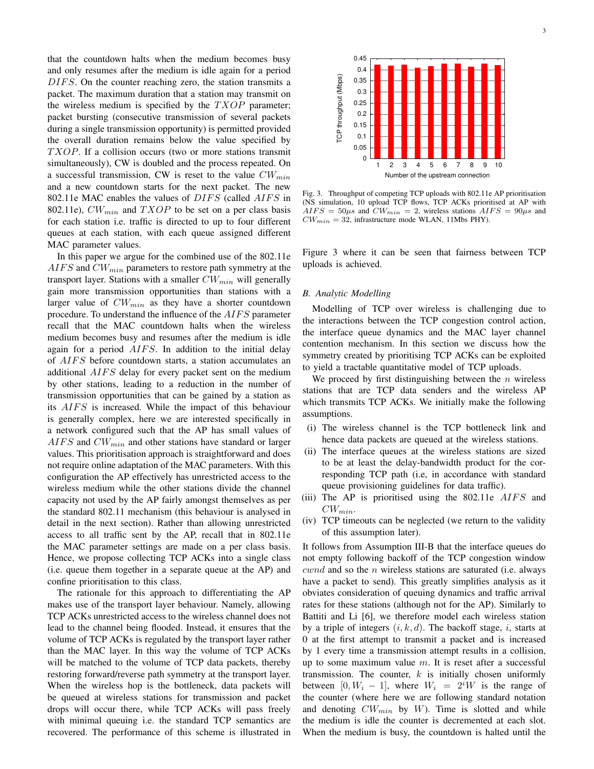that the countdown halts when the medium becomes busy and only resumes after the medium is idle again for a period $DIFS$. On the counter reaching zero, the station transmits a packet. The maximum duration that a station may transmit on the wireless medium is specified by the $TXOP$ parameter; packet bursting (consecutive transmission of several packets during a single transmission opportunity) is permitted provided the overall duration remains below the value specified by $TXOP$. If a collision occurs (two or more stations transmit simultaneously), CW is doubled and the process repeated. On a successful transmission, CW is reset to the value $CW_{min}$ and a new countdown starts for the next packet. The new 802.11e MAC enables the values of $DIFS$ (called $AIFS$ in 802.11e), $CW_{min}$ and $TXOP$ to be set on a per class basis for each station i.e. traffic is directed to up to four different queues at each station, with each queue assigned different MAC parameter values.

In this paper we argue for the combined use of the 802.11e $AIFS$ and $CW_{min}$ parameters to restore path symmetry at the transport layer. Stations with a smaller $CW_{min}$ will generally gain more transmission opportunities than stations with a larger value of $CW_{min}$ as they have a shorter countdown procedure. To understand the influence of the $AIFS$ parameter recall that the MAC countdown halts when the wireless medium becomes busy and resumes after the medium is idle again for a period $AIFS$. In addition to the initial delay of $AIFS$ before countdown starts, a station accumulates an additional $AIFS$ delay for every packet sent on the medium by other stations, leading to a reduction in the number of transmission opportunities that can be gained by a station as its $AIFS$ is increased. While the impact of this behaviour is generally complex, here we are interested specifically in a network configured such that the AP has small values of $AIFS$ and $CW_{min}$ and other stations have standard or larger values. This prioritisation approach is straightforward and does not require online adaptation of the MAC parameters. With this configuration the AP effectively has unrestricted access to the wireless medium while the other stations divide the channel capacity not used by the AP fairly amongst themselves as per the standard 802.11 mechanism (this behaviour is analysed in detail in the next section). Rather than allowing unrestricted access to all traffic sent by the AP, recall that in 802.11e the MAC parameter settings are made on a per class basis. Hence, we propose collecting TCP ACKs into a single class (i.e. queue them together in a separate queue at the AP) and confine prioritisation to this class.

The rationale for this approach to differentiating the AP makes use of the transport layer behaviour. Namely, allowing TCP ACKs unrestricted access to the wireless channel does not lead to the channel being flooded. Instead, it ensures that the volume of TCP ACKs is regulated by the transport layer rather than the MAC layer. In this way the volume of TCP ACKs will be matched to the volume of TCP data packets, thereby restoring forward/reverse path symmetry at the transport layer. When the wireless hop is the bottleneck, data packets will be queued at wireless stations for transmission and packet drops will occur there, while TCP ACKs will pass freely with minimal queuing i.e. the standard TCP semantics are recovered. The performance of this scheme is illustrated in Figure 3 where it can be seen that fairness between TCP uploads is achieved.

Fig. 3. Throughput of competing TCP uploads with 802.11e AP prioritisation (NS simulation, 10 upload TCP flows, TCP ACKs prioritised at AP with $AIFS = 50\mu s$ and $CW_{min} = 2$, wireless stations $AIFS = 90\mu s$ and $CW_{min} = 32$, infrastructure mode WLAN, 11Mbs PHY).

### B. Analytic Modelling

Modelling of TCP over wireless is challenging due to the interactions between the TCP congestion control action, the interface queue dynamics and the MAC layer channel contention mechanism. In this section we discuss how the symmetry created by prioritising TCP ACKs can be exploited to yield a tractable quantitative model of TCP uploads.

We proceed by first distinguishing between the $n$ wireless stations that are TCP data senders and the wireless AP which transmits TCP ACKs. We initially make the following assumptions.

(i) The wireless channel is the TCP bottleneck link and hence data packets are queued at the wireless stations.
(ii) The interface queues at the wireless stations are sized to be at least the delay-bandwidth product for the corresponding TCP path (i.e, in accordance with standard queue provisioning guidelines for data traffic).
(iii) The AP is prioritised using the 802.11e $AIFS$ and $CW_{min}$.
(iv) TCP timeouts can be neglected (we return to the validity of this assumption later).

It follows from Assumption III-B that the interface queues do not empty following backoff of the TCP congestion window $cwnd$ and so the $n$ wireless stations are saturated (i.e. always have a packet to send). This greatly simplifies analysis as it obviates consideration of queuing dynamics and traffic arrival rates for these stations (although not for the AP). Similarly to Battiti and Li [6], we therefore model each wireless station by a triple of integers $(i, k, d)$. The backoff stage, $i$, starts at 0 at the first attempt to transmit a packet and is increased by 1 every time a transmission attempt results in a collision, up to some maximum value $m$. It is reset after a successful transmission. The counter, $k$ is initially chosen uniformly between $[0, W_i - 1]$, where $W_i = 2^i W$ is the range of the counter (where here we are following standard notation and denoting $CW_{min}$ by $W$). Time is slotted and while the medium is idle the counter is decremented at each slot. When the medium is busy, the countdown is halted until the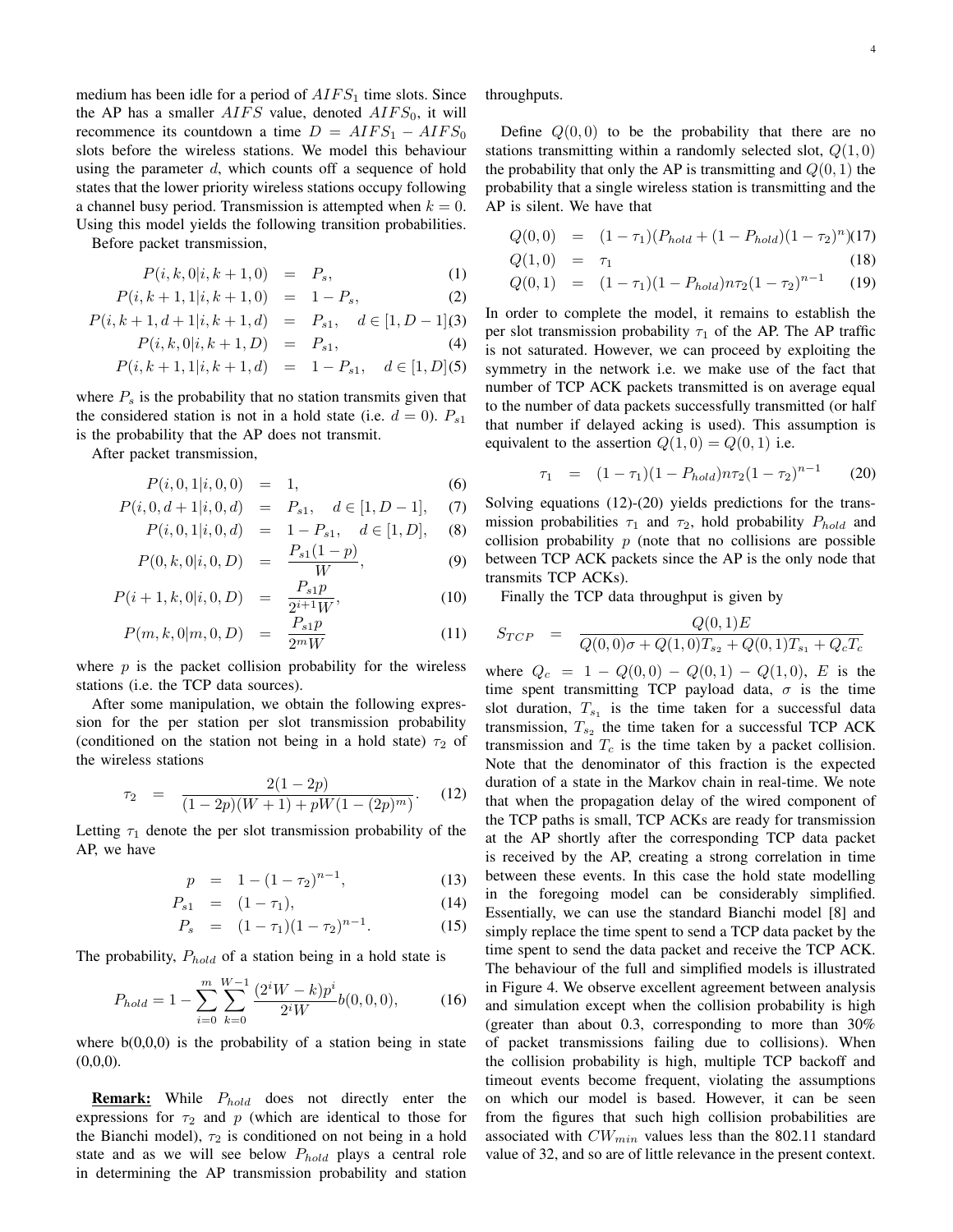medium has been idle for a period of $AIFS_1$ time slots. Since the AP has a smaller $AIFS$ value, denoted $AIFS_0$, it will recommence its countdown a time $D = AIFS_1 - AIFS_0$ slots before the wireless stations. We model this behaviour using the parameter $d$, which counts off a sequence of hold states that the lower priority wireless stations occupy following a channel busy period. Transmission is attempted when $k = 0$. Using this model yields the following transition probabilities.

Before packet transmission,

$$P(i, k, 0|i, k+1, 0) = P_s, \tag{1}$$

$$P(i, k+1, 1|i, k+1, 0) = 1 - P_s, \tag{2}$$

$$P(i, k+1, d+1|i, k+1, d) = P_{s1}, \quad d \in [1, D-1] \tag{3}$$

$$P(i, k, 0|i, k+1, D) = P_{s1}, \tag{4}$$

$$P(i, k+1, 1|i, k+1, d) = 1 - P_{s1}, \quad d \in [1, D] \tag{5}$$

where $P_s$ is the probability that no station transmits given that the considered station is not in a hold state (i.e. $d = 0$). $P_{s1}$ is the probability that the AP does not transmit.

After packet transmission,

$$P(i, 0, 1|i, 0, 0) = 1, \tag{6}$$

$$P(i, 0, d+1|i, 0, d) = P_{s1}, \quad d \in [1, D-1], \tag{7}$$

$$P(i, 0, 1|i, 0, d) = 1 - P_{s1}, \quad d \in [1, D], \tag{8}$$

$$P(0, k, 0|i, 0, D) = \frac{P_{s1}(1-p)}{W}, \tag{9}$$

$$P(i+1, k, 0|i, 0, D) = \frac{P_{s1}p}{2^{i+1}W}, \tag{10}$$

$$P(m, k, 0|m, 0, D) = \frac{P_{s1}p}{2^m W} \tag{11}$$

where $p$ is the packet collision probability for the wireless stations (i.e. the TCP data sources).

After some manipulation, we obtain the following expression for the per station per slot transmission probability (conditioned on the station not being in a hold state) $\tau_2$ of the wireless stations

$$\tau_2 = \frac{2(1-2p)}{(1-2p)(W+1) + pW(1-(2p)^m)}. \tag{12}$$

Letting $\tau_1$ denote the per slot transmission probability of the AP, we have

$$p = 1 - (1-\tau_2)^{n-1}, \tag{13}$$

$$P_{s1} = (1-\tau_1), \tag{14}$$

$$P_s = (1-\tau_1)(1-\tau_2)^{n-1}. \tag{15}$$

The probability, $P_{hold}$ of a station being in a hold state is

$$P_{hold} = 1 - \sum_{i=0}^{m} \sum_{k=0}^{W-1} \frac{(2^i W - k)p^i}{2^i W} b(0,0,0), \tag{16}$$

where b(0,0,0) is the probability of a station being in state (0,0,0).

**Remark:** While $P_{hold}$ does not directly enter the expressions for $\tau_2$ and $p$ (which are identical to those for the Bianchi model), $\tau_2$ is conditioned on not being in a hold state and as we will see below $P_{hold}$ plays a central role in determining the AP transmission probability and station throughputs.

Define $Q(0,0)$ to be the probability that there are no stations transmitting within a randomly selected slot, $Q(1,0)$ the probability that only the AP is transmitting and $Q(0,1)$ the probability that a single wireless station is transmitting and the AP is silent. We have that

$$Q(0,0) = (1-\tau_1)(P_{hold} + (1-P_{hold})(1-\tau_2)^n) \tag{17}$$

$$Q(1,0) = \tau_1 \tag{18}$$

$$Q(0,1) = (1-\tau_1)(1-P_{hold})n\tau_2(1-\tau_2)^{n-1} \tag{19}$$

In order to complete the model, it remains to establish the per slot transmission probability $\tau_1$ of the AP. The AP traffic is not saturated. However, we can proceed by exploiting the symmetry in the network i.e. we make use of the fact that number of TCP ACK packets transmitted is on average equal to the number of data packets successfully transmitted (or half that number if delayed acking is used). This assumption is equivalent to the assertion $Q(1,0) = Q(0,1)$ i.e.

$$\tau_1 = (1-\tau_1)(1-P_{hold})n\tau_2(1-\tau_2)^{n-1} \tag{20}$$

Solving equations (12)-(20) yields predictions for the transmission probabilities $\tau_1$ and $\tau_2$, hold probability $P_{hold}$ and collision probability $p$ (note that no collisions are possible between TCP ACK packets since the AP is the only node that transmits TCP ACKs).

Finally the TCP data throughput is given by

$$S_{TCP} = \frac{Q(0,1)E}{Q(0,0)\sigma + Q(1,0)T_{s_2} + Q(0,1)T_{s_1} + Q_c T_c}$$

where $Q_c = 1 - Q(0,0) - Q(0,1) - Q(1,0)$, $E$ is the time spent transmitting TCP payload data, $\sigma$ is the time slot duration, $T_{s_1}$ is the time taken for a successful data transmission, $T_{s_2}$ the time taken for a successful TCP ACK transmission and $T_c$ is the time taken by a packet collision. Note that the denominator of this fraction is the expected duration of a state in the Markov chain in real-time. We note that when the propagation delay of the wired component of the TCP paths is small, TCP ACKs are ready for transmission at the AP shortly after the corresponding TCP data packet is received by the AP, creating a strong correlation in time between these events. In this case the hold state modelling in the foregoing model can be considerably simplified. Essentially, we can use the standard Bianchi model [8] and simply replace the time spent to send a TCP data packet by the time spent to send the data packet and receive the TCP ACK. The behaviour of the full and simplified models is illustrated in Figure 4. We observe excellent agreement between analysis and simulation except when the collision probability is high (greater than about 0.3, corresponding to more than 30% of packet transmissions failing due to collisions). When the collision probability is high, multiple TCP backoff and timeout events become frequent, violating the assumptions on which our model is based. However, it can be seen from the figures that such high collision probabilities are associated with $CW_{min}$ values less than the 802.11 standard value of 32, and so are of little relevance in the present context.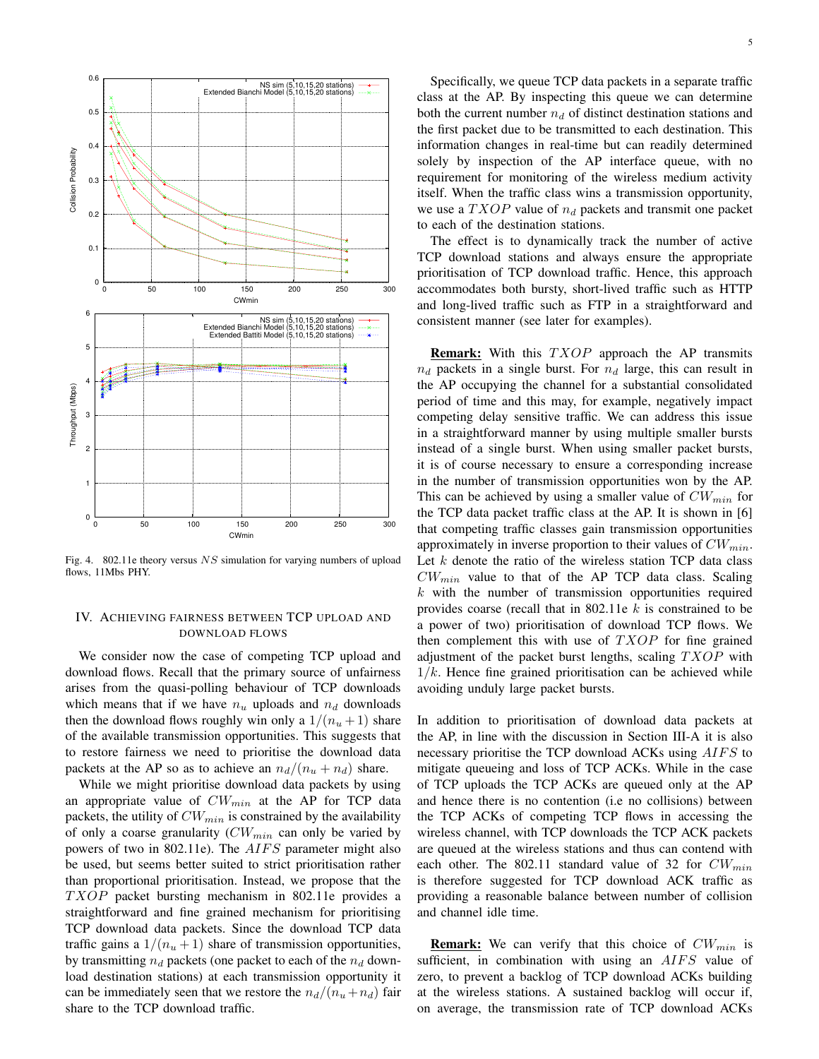Fig. 4. 802.11e theory versus $NS$ simulation for varying numbers of upload flows, 11Mbs PHY.

## IV. Achieving fairness between TCP upload and download flows

We consider now the case of competing TCP upload and download flows. Recall that the primary source of unfairness arises from the quasi-polling behaviour of TCP downloads which means that if we have $n_u$ uploads and $n_d$ downloads then the download flows roughly win only a $1/(n_u+1)$ share of the available transmission opportunities. This suggests that to restore fairness we need to prioritise the download data packets at the AP so as to achieve an $n_d/(n_u+n_d)$ share.

While we might prioritise download data packets by using an appropriate value of $CW_{min}$ at the AP for TCP data packets, the utility of $CW_{min}$ is constrained by the availability of only a coarse granularity ($CW_{min}$ can only be varied by powers of two in 802.11e). The $AIFS$ parameter might also be used, but seems better suited to strict prioritisation rather than proportional prioritisation. Instead, we propose that the $TXOP$ packet bursting mechanism in 802.11e provides a straightforward and fine grained mechanism for prioritising TCP download data packets. Since the download TCP data traffic gains a $1/(n_u+1)$ share of transmission opportunities, by transmitting $n_d$ packets (one packet to each of the $n_d$ download destination stations) at each transmission opportunity it can be immediately seen that we restore the $n_d/(n_u+n_d)$ fair share to the TCP download traffic.

Specifically, we queue TCP data packets in a separate traffic class at the AP. By inspecting this queue we can determine both the current number $n_d$ of distinct destination stations and the first packet due to be transmitted to each destination. This information changes in real-time but can readily determined solely by inspection of the AP interface queue, with no requirement for monitoring of the wireless medium activity itself. When the traffic class wins a transmission opportunity, we use a $TXOP$ value of $n_d$ packets and transmit one packet to each of the destination stations.

The effect is to dynamically track the number of active TCP download stations and always ensure the appropriate prioritisation of TCP download traffic. Hence, this approach accommodates both bursty, short-lived traffic such as HTTP and long-lived traffic such as FTP in a straightforward and consistent manner (see later for examples).

**Remark:** With this $TXOP$ approach the AP transmits $n_d$ packets in a single burst. For $n_d$ large, this can result in the AP occupying the channel for a substantial consolidated period of time and this may, for example, negatively impact competing delay sensitive traffic. We can address this issue in a straightforward manner by using multiple smaller bursts instead of a single burst. When using smaller packet bursts, it is of course necessary to ensure a corresponding increase in the number of transmission opportunities won by the AP. This can be achieved by using a smaller value of $CW_{min}$ for the TCP data packet traffic class at the AP. It is shown in [6] that competing traffic classes gain transmission opportunities approximately in inverse proportion to their values of $CW_{min}$. Let $k$ denote the ratio of the wireless station TCP data class $CW_{min}$ value to that of the AP TCP data class. Scaling $k$ with the number of transmission opportunities required provides coarse (recall that in 802.11e $k$ is constrained to be a power of two) prioritisation of download TCP flows. We then complement this with use of $TXOP$ for fine grained adjustment of the packet burst lengths, scaling $TXOP$ with $1/k$. Hence fine grained prioritisation can be achieved while avoiding unduly large packet bursts.

In addition to prioritisation of download data packets at the AP, in line with the discussion in Section III-A it is also necessary prioritise the TCP download ACKs using $AIFS$ to mitigate queueing and loss of TCP ACKs. While in the case of TCP uploads the TCP ACKs are queued only at the AP and hence there is no contention (i.e no collisions) between the TCP ACKs of competing TCP flows in accessing the wireless channel, with TCP downloads the TCP ACK packets are queued at the wireless stations and thus can contend with each other. The 802.11 standard value of 32 for $CW_{min}$ is therefore suggested for TCP download ACK traffic as providing a reasonable balance between number of collision and channel idle time.

**Remark:** We can verify that this choice of $CW_{min}$ is sufficient, in combination with using an $AIFS$ value of zero, to prevent a backlog of TCP download ACKs building at the wireless stations. A sustained backlog will occur if, on average, the transmission rate of TCP download ACKs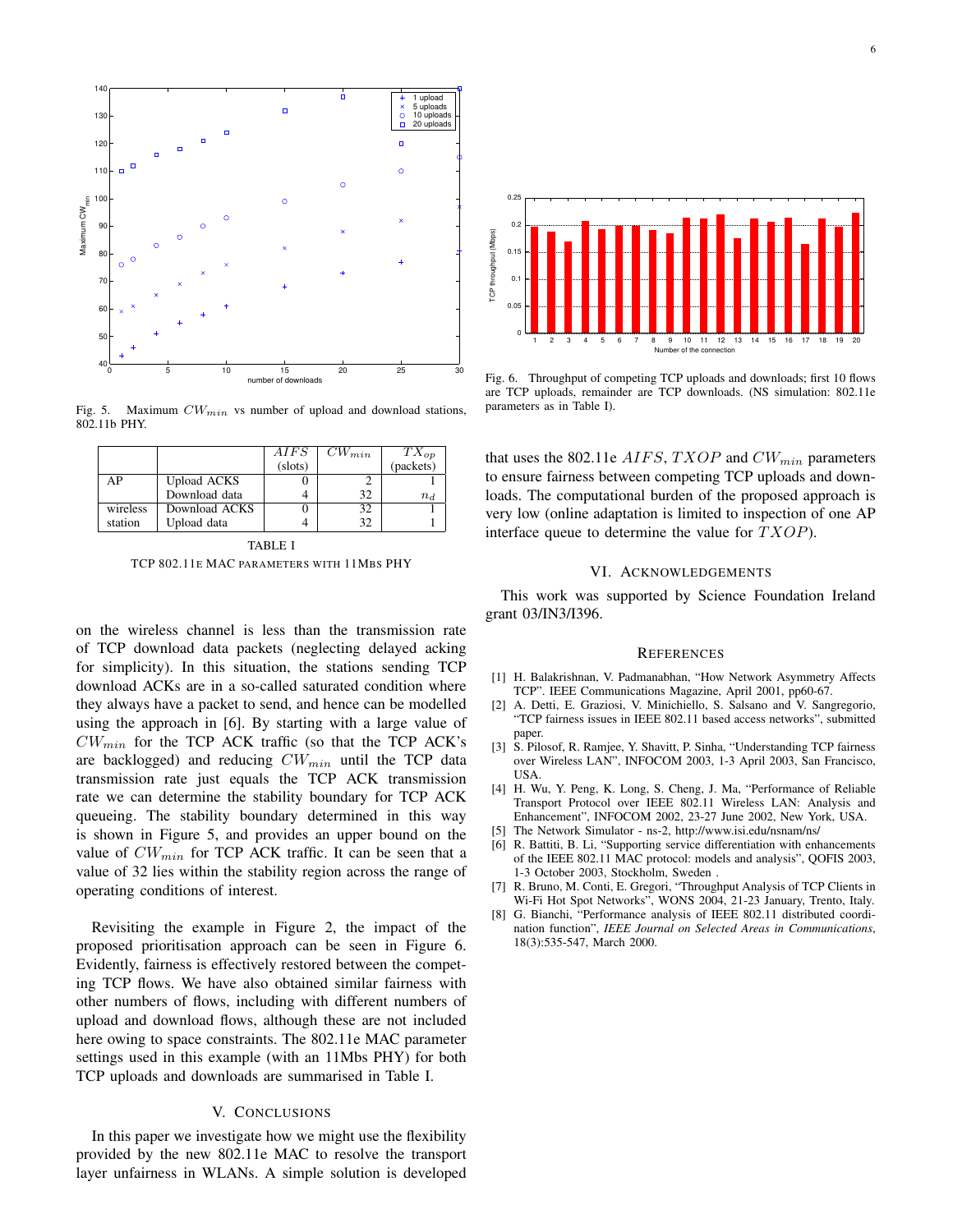140
130
120
110
100
90
80
70
60
50
40
Maximum $CW_{min}$
0 5 10 15 20 25 30
number of downloads
+ 1 upload
× 5 uploads
○ 10 uploads
□ 20 uploads

Fig. 5. Maximum $CW_{min}$ vs number of upload and download stations, 802.11b PHY.

| | | $AIFS$ (slots) | $CW_{min}$ | $TX_{op}$ (packets) |
|---|---|---|---|---|
| AP | Upload ACKS | 0 | 2 | 1 |
| | Download data | 4 | 32 | $n_d$ |
| wireless station | Download ACKS | 0 | 32 | 1 |
| | Upload data | 4 | 32 | 1 |

TABLE I

TCP 802.11E MAC PARAMETERS WITH 11MBS PHY

on the wireless channel is less than the transmission rate of TCP download data packets (neglecting delayed acking for simplicity). In this situation, the stations sending TCP download ACKs are in a so-called saturated condition where they always have a packet to send, and hence can be modelled using the approach in [6]. By starting with a large value of $CW_{min}$ for the TCP ACK traffic (so that the TCP ACK's are backlogged) and reducing $CW_{min}$ until the TCP data transmission rate just equals the TCP ACK transmission rate we can determine the stability boundary for TCP ACK queueing. The stability boundary determined in this way is shown in Figure 5, and provides an upper bound on the value of $CW_{min}$ for TCP ACK traffic. It can be seen that a value of 32 lies within the stability region across the range of operating conditions of interest.

Revisiting the example in Figure 2, the impact of the proposed prioritisation approach can be seen in Figure 6. Evidently, fairness is effectively restored between the competing TCP flows. We have also obtained similar fairness with other numbers of flows, including with different numbers of upload and download flows, although these are not included here owing to space constraints. The 802.11e MAC parameter settings used in this example (with an 11Mbs PHY) for both TCP uploads and downloads are summarised in Table I.

## V. Conclusions

In this paper we investigate how we might use the flexibility provided by the new 802.11e MAC to resolve the transport layer unfairness in WLANs. A simple solution is developed

0.25
0.2
0.15
0.1
0.05
0
TCP throughput (Mbps)
1 2 3 4 5 6 7 8 9 10 11 12 13 14 15 16 17 18 19 20
Number of the connection

Fig. 6. Throughput of competing TCP uploads and downloads; first 10 flows are TCP uploads, remainder are TCP downloads. (NS simulation: 802.11e parameters as in Table I).

that uses the 802.11e $AIFS$, $TXOP$ and $CW_{min}$ parameters to ensure fairness between competing TCP uploads and downloads. The computational burden of the proposed approach is very low (online adaptation is limited to inspection of one AP interface queue to determine the value for $TXOP$).

## VI. Acknowledgements

This work was supported by Science Foundation Ireland grant 03/IN3/I396.

## References

[1] H. Balakrishnan, V. Padmanabhan, "How Network Asymmetry Affects TCP". IEEE Communications Magazine, April 2001, pp60-67.

[2] A. Detti, E. Graziosi, V. Minichiello, S. Salsano and V. Sangregorio, "TCP fairness issues in IEEE 802.11 based access networks", submitted paper.

[3] S. Pilosof, R. Ramjee, Y. Shavitt, P. Sinha, "Understanding TCP fairness over Wireless LAN", INFOCOM 2003, 1-3 April 2003, San Francisco, USA.

[4] H. Wu, Y. Peng, K. Long, S. Cheng, J. Ma, "Performance of Reliable Transport Protocol over IEEE 802.11 Wireless LAN: Analysis and Enhancement", INFOCOM 2002, 23-27 June 2002, New York, USA.

[5] The Network Simulator - ns-2, http://www.isi.edu/nsnam/ns/

[6] R. Battiti, B. Li, "Supporting service differentiation with enhancements of the IEEE 802.11 MAC protocol: models and analysis", QOFIS 2003, 1-3 October 2003, Stockholm, Sweden .

[7] R. Bruno, M. Conti, E. Gregori, "Throughput Analysis of TCP Clients in Wi-Fi Hot Spot Networks", WONS 2004, 21-23 January, Trento, Italy.

[8] G. Bianchi, "Performance analysis of IEEE 802.11 distributed coordination function", *IEEE Journal on Selected Areas in Communications*, 18(3):535-547, March 2000.